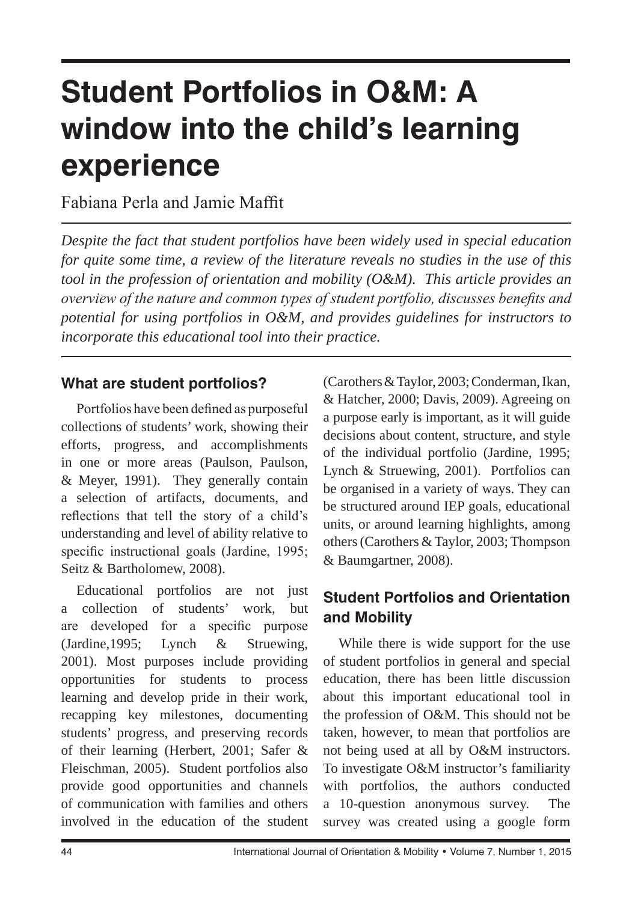# Student Portfolios in O&M: A window into the child's learning experience

Fabiana Perla and Jamie Maffit

*Despite the fact that student portfolios have been widely used in special education for quite some time, a review of the literature reveals no studies in the use of this tool in the profession of orientation and mobility (O&M). This article provides an overview of the nature and common types of student portfolio, discusses benefits and potential for using portfolios in O&M, and provides guidelines for instructors to incorporate this educational tool into their practice.*

## What are student portfolios?

Portfolios have been defined as purposeful collections of students' work, showing their efforts, progress, and accomplishments in one or more areas (Paulson, Paulson, & Meyer, 1991). They generally contain a selection of artifacts, documents, and reflections that tell the story of a child's understanding and level of ability relative to specific instructional goals (Jardine, 1995; Seitz & Bartholomew, 2008).

Educational portfolios are not just a collection of students' work, but are developed for a specific purpose (Jardine,1995; Lynch & Struewing, 2001). Most purposes include providing opportunities for students to process learning and develop pride in their work, recapping key milestones, documenting students' progress, and preserving records of their learning (Herbert, 2001; Safer & Fleischman, 2005). Student portfolios also provide good opportunities and channels of communication with families and others involved in the education of the student (Carothers & Taylor, 2003; Conderman, Ikan, & Hatcher, 2000; Davis, 2009). Agreeing on a purpose early is important, as it will guide decisions about content, structure, and style of the individual portfolio (Jardine, 1995; Lynch & Struewing, 2001). Portfolios can be organised in a variety of ways. They can be structured around IEP goals, educational units, or around learning highlights, among others (Carothers & Taylor, 2003; Thompson & Baumgartner, 2008).

## Student Portfolios and Orientation and Mobility

While there is wide support for the use of student portfolios in general and special education, there has been little discussion about this important educational tool in the profession of O&M. This should not be taken, however, to mean that portfolios are not being used at all by O&M instructors. To investigate O&M instructor's familiarity with portfolios, the authors conducted a 10-question anonymous survey. The survey was created using a google form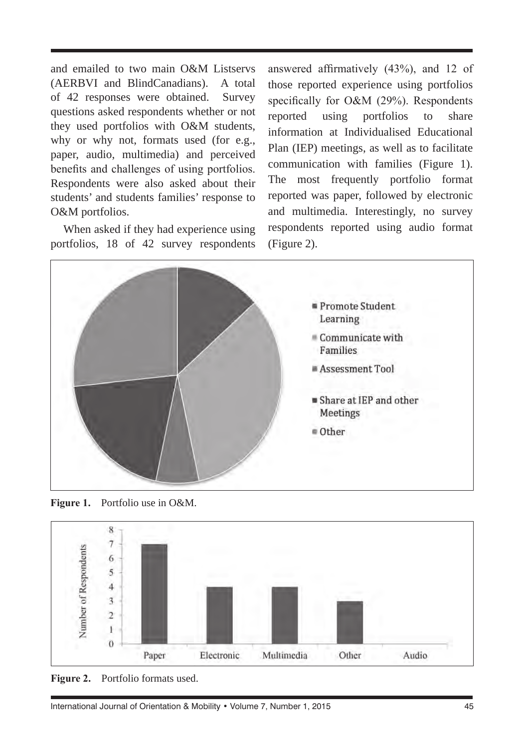and emailed to two main O&M Listservs (AERBVI and BlindCanadians). A total of 42 responses were obtained. Survey questions asked respondents whether or not they used portfolios with O&M students, why or why not, formats used (for e.g., paper, audio, multimedia) and perceived benefits and challenges of using portfolios. Respondents were also asked about their students' and students families' response to O&M portfolios.

When asked if they had experience using portfolios, 18 of 42 survey respondents answered affirmatively (43%), and 12 of those reported experience using portfolios specifically for O&M (29%). Respondents reported using portfolios to share information at Individualised Educational Plan (IEP) meetings, as well as to facilitate communication with families (Figure 1). The most frequently portfolio format reported was paper, followed by electronic and multimedia. Interestingly, no survey respondents reported using audio format (Figure 2).

Promote Student Learning
Communicate with Families
Assessment Tool
Share at IEP and other Meetings
Other

**Figure 1.** Portfolio use in O&M.

Number of Respondents
8
7
6
5
4
3
2
1
0
Paper
Electronic
Multimedia
Other
Audio

**Figure 2.** Portfolio formats used.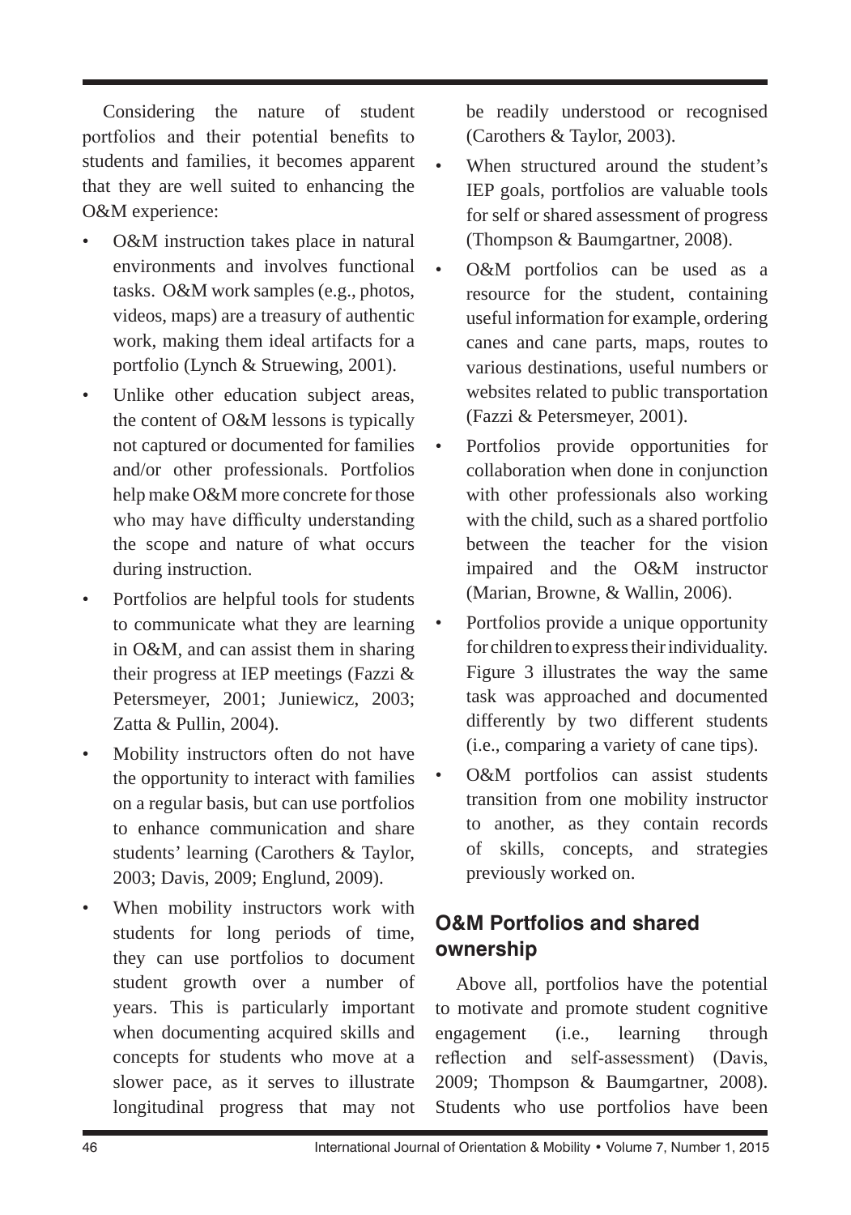Considering the nature of student portfolios and their potential benefits to students and families, it becomes apparent that they are well suited to enhancing the O&M experience:

- O&M instruction takes place in natural environments and involves functional tasks. O&M work samples (e.g., photos, videos, maps) are a treasury of authentic work, making them ideal artifacts for a portfolio (Lynch & Struewing, 2001).
- Unlike other education subject areas, the content of O&M lessons is typically not captured or documented for families and/or other professionals. Portfolios help make O&M more concrete for those who may have difficulty understanding the scope and nature of what occurs during instruction.
- Portfolios are helpful tools for students to communicate what they are learning in O&M, and can assist them in sharing their progress at IEP meetings (Fazzi & Petersmeyer, 2001; Juniewicz, 2003; Zatta & Pullin, 2004).
- Mobility instructors often do not have the opportunity to interact with families on a regular basis, but can use portfolios to enhance communication and share students' learning (Carothers & Taylor, 2003; Davis, 2009; Englund, 2009).
- When mobility instructors work with students for long periods of time, they can use portfolios to document student growth over a number of years. This is particularly important when documenting acquired skills and concepts for students who move at a slower pace, as it serves to illustrate longitudinal progress that may not be readily understood or recognised (Carothers & Taylor, 2003).
- When structured around the student's IEP goals, portfolios are valuable tools for self or shared assessment of progress (Thompson & Baumgartner, 2008).
- O&M portfolios can be used as a resource for the student, containing useful information for example, ordering canes and cane parts, maps, routes to various destinations, useful numbers or websites related to public transportation (Fazzi & Petersmeyer, 2001).
- Portfolios provide opportunities for collaboration when done in conjunction with other professionals also working with the child, such as a shared portfolio between the teacher for the vision impaired and the O&M instructor (Marian, Browne, & Wallin, 2006).
- Portfolios provide a unique opportunity for children to express their individuality. Figure 3 illustrates the way the same task was approached and documented differently by two different students (i.e., comparing a variety of cane tips).
- O&M portfolios can assist students transition from one mobility instructor to another, as they contain records of skills, concepts, and strategies previously worked on.

## O&M Portfolios and shared ownership

Above all, portfolios have the potential to motivate and promote student cognitive engagement (i.e., learning through reflection and self-assessment) (Davis, 2009; Thompson & Baumgartner, 2008). Students who use portfolios have been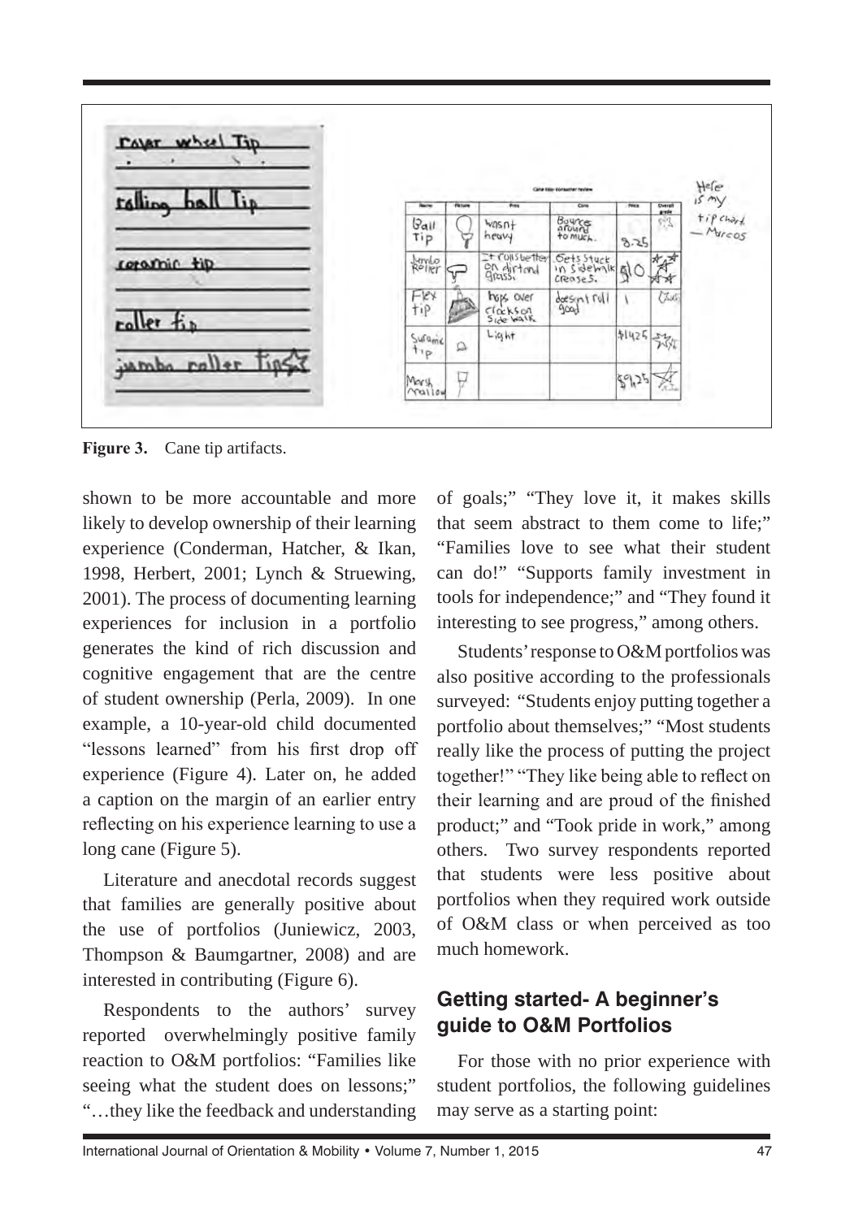**Figure 3.** Cane tip artifacts.

shown to be more accountable and more likely to develop ownership of their learning experience (Conderman, Hatcher, & Ikan, 1998, Herbert, 2001; Lynch & Struewing, 2001). The process of documenting learning experiences for inclusion in a portfolio generates the kind of rich discussion and cognitive engagement that are the centre of student ownership (Perla, 2009). In one example, a 10-year-old child documented "lessons learned" from his first drop off experience (Figure 4). Later on, he added a caption on the margin of an earlier entry reflecting on his experience learning to use a long cane (Figure 5).

Literature and anecdotal records suggest that families are generally positive about the use of portfolios (Juniewicz, 2003, Thompson & Baumgartner, 2008) and are interested in contributing (Figure 6).

Respondents to the authors' survey reported overwhelmingly positive family reaction to O&M portfolios: "Families like seeing what the student does on lessons;" "…they like the feedback and understanding of goals;" "They love it, it makes skills that seem abstract to them come to life;" "Families love to see what their student can do!" "Supports family investment in tools for independence;" and "They found it interesting to see progress," among others.

Students' response to O&M portfolios was also positive according to the professionals surveyed: "Students enjoy putting together a portfolio about themselves;" "Most students really like the process of putting the project together!" "They like being able to reflect on their learning and are proud of the finished product;" and "Took pride in work," among others. Two survey respondents reported that students were less positive about portfolios when they required work outside of O&M class or when perceived as too much homework.

## Getting started- A beginner's guide to O&M Portfolios

For those with no prior experience with student portfolios, the following guidelines may serve as a starting point: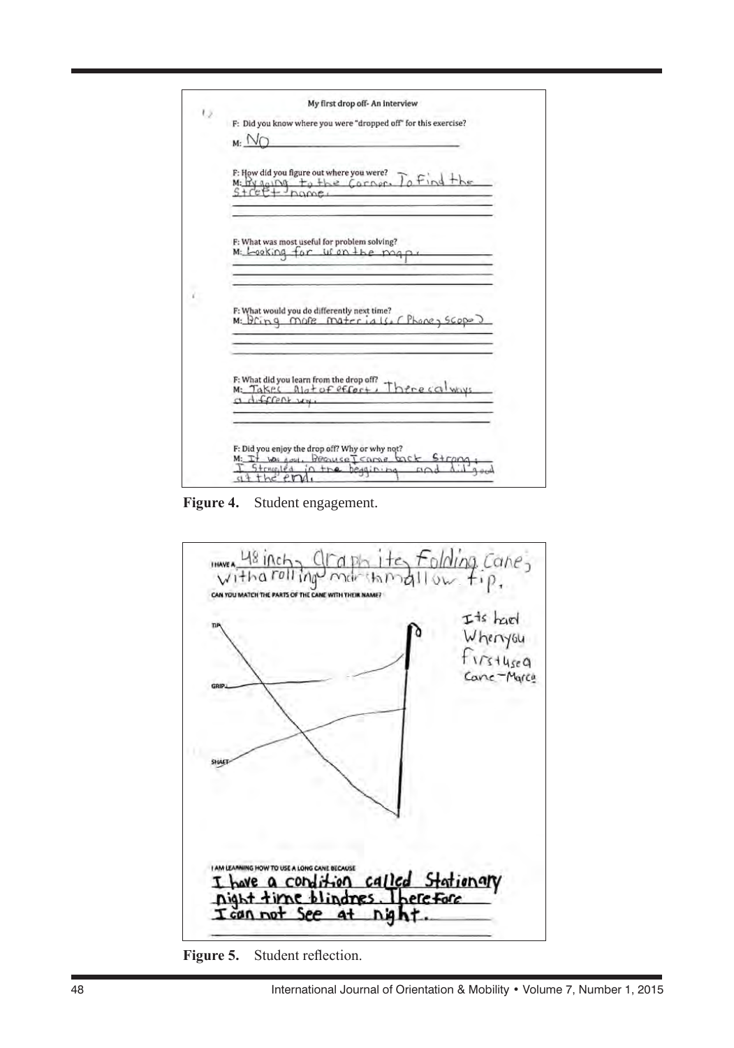**My first drop off- An Interview**

F: Did you know where you were "dropped off" for this exercise?

M: NO

F: How did you figure out where you were?

M: By going to the corner. To Find the Street name.

F: What was most useful for problem solving?

M: Looking for it on the map.

F: What would you do differently next time?

M: Bring more materials (Phone, scope)

F: What did you learn from the drop off?

M: Takes alot of effort. There is always a different way.

F: Did you enjoy the drop off? Why or why not?

M: It was good. Because I came back Strong. I struggled in the begining and did good at the end.

**Figure 4.** Student engagement.

I HAVE A 48 inch, Graphite, Folding Cane, with a rolling marshmallow tip.

CAN YOU MATCH THE PARTS OF THE CANE WITH THEIR NAME?

TIP

GRIP

SHAFT

Its hard When you first use a Cane –Marco

I AM LEARNING HOW TO USE A LONG CANE BECAUSE

I have a condition called Stationary night time blindnes. There fore I can not See at night.

**Figure 5.** Student reflection.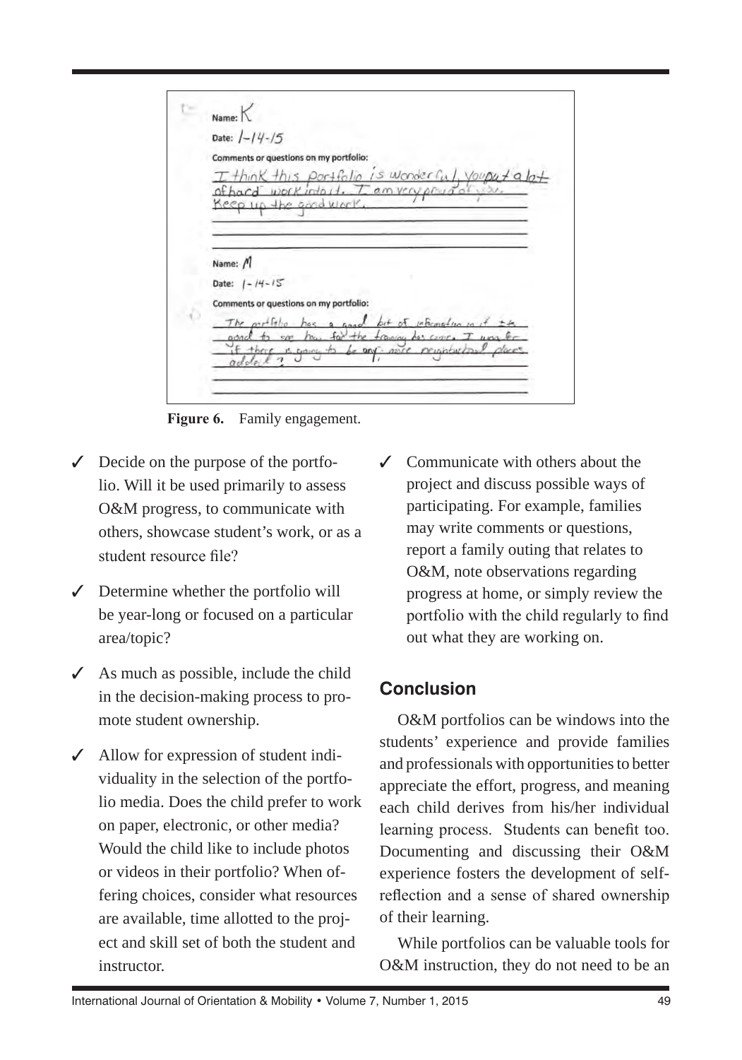**Figure 6.** Family engagement.

- ✓ Decide on the purpose of the portfolio. Will it be used primarily to assess O&M progress, to communicate with others, showcase student's work, or as a student resource file?
- ✓ Determine whether the portfolio will be year-long or focused on a particular area/topic?
- ✓ As much as possible, include the child in the decision-making process to promote student ownership.
- ✓ Allow for expression of student individuality in the selection of the portfolio media. Does the child prefer to work on paper, electronic, or other media? Would the child like to include photos or videos in their portfolio? When offering choices, consider what resources are available, time allotted to the project and skill set of both the student and instructor.
- ✓ Communicate with others about the project and discuss possible ways of participating. For example, families may write comments or questions, report a family outing that relates to O&M, note observations regarding progress at home, or simply review the portfolio with the child regularly to find out what they are working on.

## Conclusion

O&M portfolios can be windows into the students' experience and provide families and professionals with opportunities to better appreciate the effort, progress, and meaning each child derives from his/her individual learning process. Students can benefit too. Documenting and discussing their O&M experience fosters the development of self-reflection and a sense of shared ownership of their learning.

While portfolios can be valuable tools for O&M instruction, they do not need to be an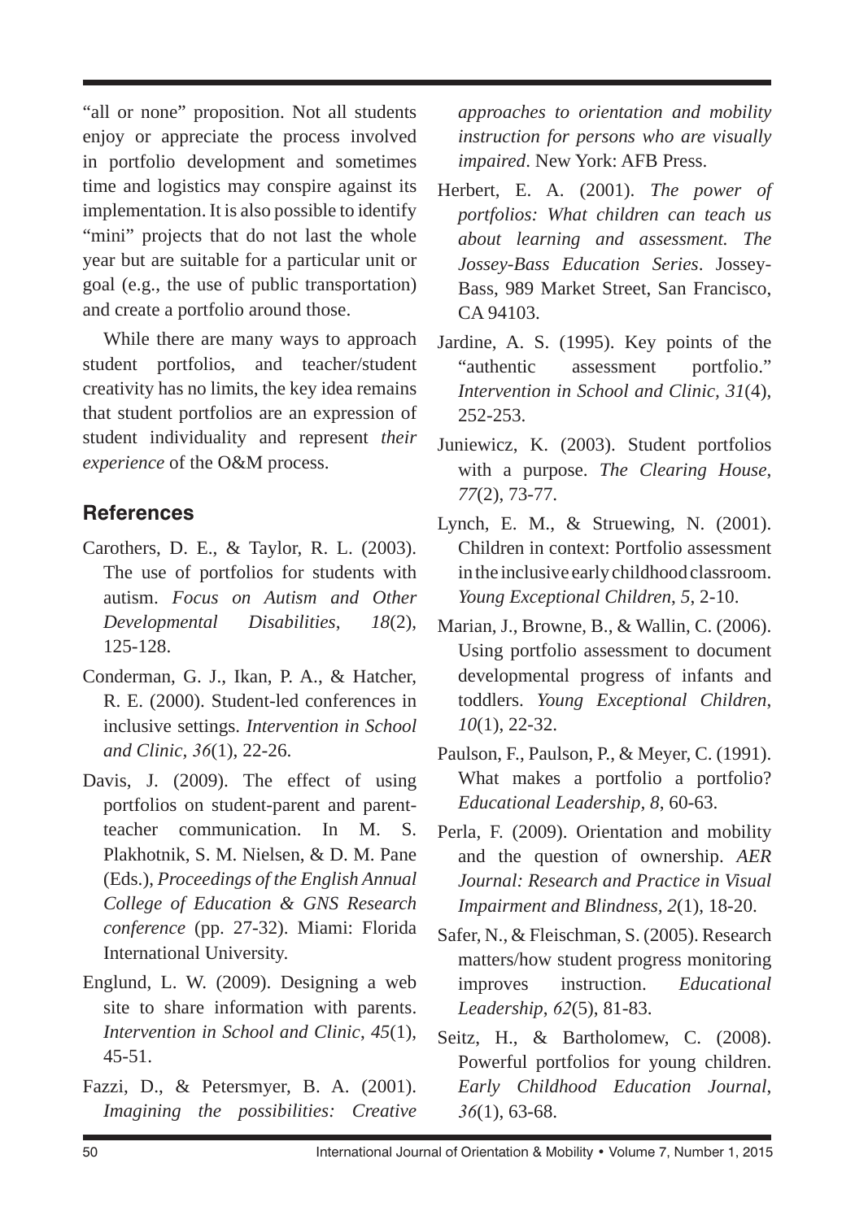"all or none" proposition. Not all students enjoy or appreciate the process involved in portfolio development and sometimes time and logistics may conspire against its implementation. It is also possible to identify "mini" projects that do not last the whole year but are suitable for a particular unit or goal (e.g., the use of public transportation) and create a portfolio around those.

While there are many ways to approach student portfolios, and teacher/student creativity has no limits, the key idea remains that student portfolios are an expression of student individuality and represent *their experience* of the O&M process.

## References

Carothers, D. E., & Taylor, R. L. (2003). The use of portfolios for students with autism. *Focus on Autism and Other Developmental Disabilities*, *18*(2), 125-128.

Conderman, G. J., Ikan, P. A., & Hatcher, R. E. (2000). Student-led conferences in inclusive settings. *Intervention in School and Clinic*, *36*(1), 22-26.

Davis, J. (2009). The effect of using portfolios on student-parent and parent-teacher communication. In M. S. Plakhotnik, S. M. Nielsen, & D. M. Pane (Eds.), *Proceedings of the English Annual College of Education & GNS Research conference* (pp. 27-32). Miami: Florida International University.

Englund, L. W. (2009). Designing a web site to share information with parents. *Intervention in School and Clinic*, *45*(1), 45-51.

Fazzi, D., & Petersmyer, B. A. (2001). *Imagining the possibilities: Creative approaches to orientation and mobility instruction for persons who are visually impaired*. New York: AFB Press.

Herbert, E. A. (2001). *The power of portfolios: What children can teach us about learning and assessment. The Jossey-Bass Education Series*. Jossey-Bass, 989 Market Street, San Francisco, CA 94103.

Jardine, A. S. (1995). Key points of the "authentic assessment portfolio." *Intervention in School and Clinic*, *31*(4), 252-253.

Juniewicz, K. (2003). Student portfolios with a purpose. *The Clearing House*, *77*(2), 73-77.

Lynch, E. M., & Struewing, N. (2001). Children in context: Portfolio assessment in the inclusive early childhood classroom. *Young Exceptional Children*, *5*, 2-10.

Marian, J., Browne, B., & Wallin, C. (2006). Using portfolio assessment to document developmental progress of infants and toddlers. *Young Exceptional Children*, *10*(1), 22-32.

Paulson, F., Paulson, P., & Meyer, C. (1991). What makes a portfolio a portfolio? *Educational Leadership*, *8*, 60-63.

Perla, F. (2009). Orientation and mobility and the question of ownership. *AER Journal: Research and Practice in Visual Impairment and Blindness*, *2*(1), 18-20.

Safer, N., & Fleischman, S. (2005). Research matters/how student progress monitoring improves instruction. *Educational Leadership*, *62*(5), 81-83.

Seitz, H., & Bartholomew, C. (2008). Powerful portfolios for young children. *Early Childhood Education Journal*, *36*(1), 63-68.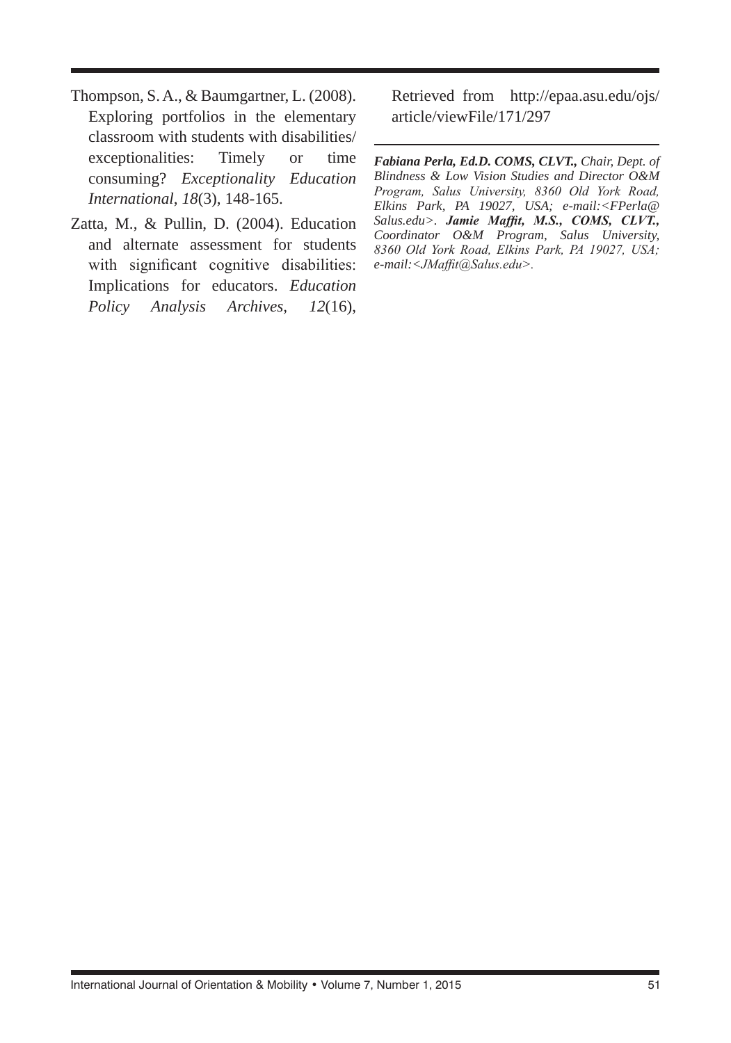Thompson, S. A., & Baumgartner, L. (2008). Exploring portfolios in the elementary classroom with students with disabilities/exceptionalities: Timely or time consuming? *Exceptionality Education International*, *18*(3), 148-165.

Zatta, M., & Pullin, D. (2004). Education and alternate assessment for students with significant cognitive disabilities: Implications for educators. *Education Policy Analysis Archives*, *12*(16), Retrieved from http://epaa.asu.edu/ojs/article/viewFile/171/297

---

***Fabiana Perla, Ed.D. COMS, CLVT.,*** *Chair, Dept. of Blindness & Low Vision Studies and Director O&M Program, Salus University, 8360 Old York Road, Elkins Park, PA 19027, USA; e-mail:<FPerla@Salus.edu>.* ***Jamie Maffit, M.S., COMS, CLVT.,*** *Coordinator O&M Program, Salus University, 8360 Old York Road, Elkins Park, PA 19027, USA; e-mail:<JMaffit@Salus.edu>.*